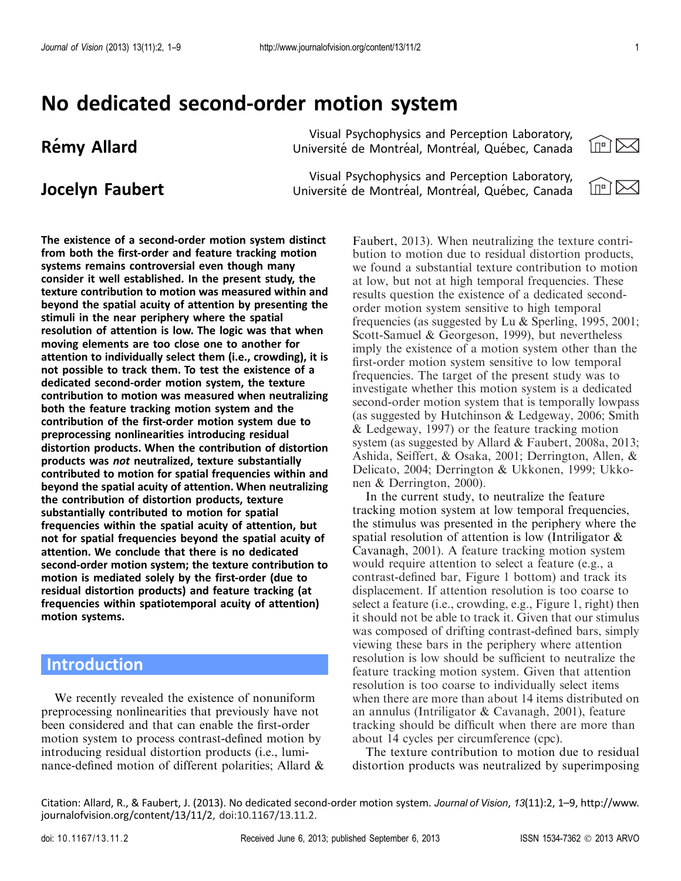# No dedicated second-order motion system

**Rémy Allard** — Visual Psychophysics and Perception Laboratory, Université de Montréal, Montréal, Québec, Canada

**Jocelyn Faubert** — Visual Psychophysics and Perception Laboratory, Université de Montréal, Montréal, Québec, Canada

**The existence of a second-order motion system distinct from both the first-order and feature tracking motion systems remains controversial even though many consider it well established. In the present study, the texture contribution to motion was measured within and beyond the spatial acuity of attention by presenting the stimuli in the near periphery where the spatial resolution of attention is low. The logic was that when moving elements are too close one to another for attention to individually select them (i.e., crowding), it is not possible to track them. To test the existence of a dedicated second-order motion system, the texture contribution to motion was measured when neutralizing both the feature tracking motion system and the contribution of the first-order motion system due to preprocessing nonlinearities introducing residual distortion products. When the contribution of distortion products was *not* neutralized, texture substantially contributed to motion for spatial frequencies within and beyond the spatial acuity of attention. When neutralizing the contribution of distortion products, texture substantially contributed to motion for spatial frequencies within the spatial acuity of attention, but not for spatial frequencies beyond the spatial acuity of attention. We conclude that there is no dedicated second-order motion system; the texture contribution to motion is mediated solely by the first-order (due to residual distortion products) and feature tracking (at frequencies within spatiotemporal acuity of attention) motion systems.**

## Introduction

We recently revealed the existence of nonuniform preprocessing nonlinearities that previously have not been considered and that can enable the first-order motion system to process contrast-defined motion by introducing residual distortion products (i.e., luminance-defined motion of different polarities; Allard & Faubert, 2013). When neutralizing the texture contribution to motion due to residual distortion products, we found a substantial texture contribution to motion at low, but not at high temporal frequencies. These results question the existence of a dedicated second-order motion system sensitive to high temporal frequencies (as suggested by Lu & Sperling, 1995, 2001; Scott-Samuel & Georgeson, 1999), but nevertheless imply the existence of a motion system other than the first-order motion system sensitive to low temporal frequencies. The target of the present study was to investigate whether this motion system is a dedicated second-order motion system that is temporally lowpass (as suggested by Hutchinson & Ledgeway, 2006; Smith & Ledgeway, 1997) or the feature tracking motion system (as suggested by Allard & Faubert, 2008a, 2013; Ashida, Seiffert, & Osaka, 2001; Derrington, Allen, & Delicato, 2004; Derrington & Ukkonen, 1999; Ukkonen & Derrington, 2000).

In the current study, to neutralize the feature tracking motion system at low temporal frequencies, the stimulus was presented in the periphery where the spatial resolution of attention is low (Intriligator & Cavanagh, 2001). A feature tracking motion system would require attention to select a feature (e.g., a contrast-defined bar, Figure 1 bottom) and track its displacement. If attention resolution is too coarse to select a feature (i.e., crowding, e.g., Figure 1, right) then it should not be able to track it. Given that our stimulus was composed of drifting contrast-defined bars, simply viewing these bars in the periphery where attention resolution is low should be sufficient to neutralize the feature tracking motion system. Given that attention resolution is too coarse to individually select items when there are more than about 14 items distributed on an annulus (Intriligator & Cavanagh, 2001), feature tracking should be difficult when there are more than about 14 cycles per circumference (cpc).

The texture contribution to motion due to residual distortion products was neutralized by superimposing

Citation: Allard, R., & Faubert, J. (2013). No dedicated second-order motion system. *Journal of Vision*, *13*(11):2, 1–9, http://www.journalofvision.org/content/13/11/2, doi:10.1167/13.11.2.

Received June 6, 2013; published September 6, 2013

ISSN 1534-7362 © 2013 ARVO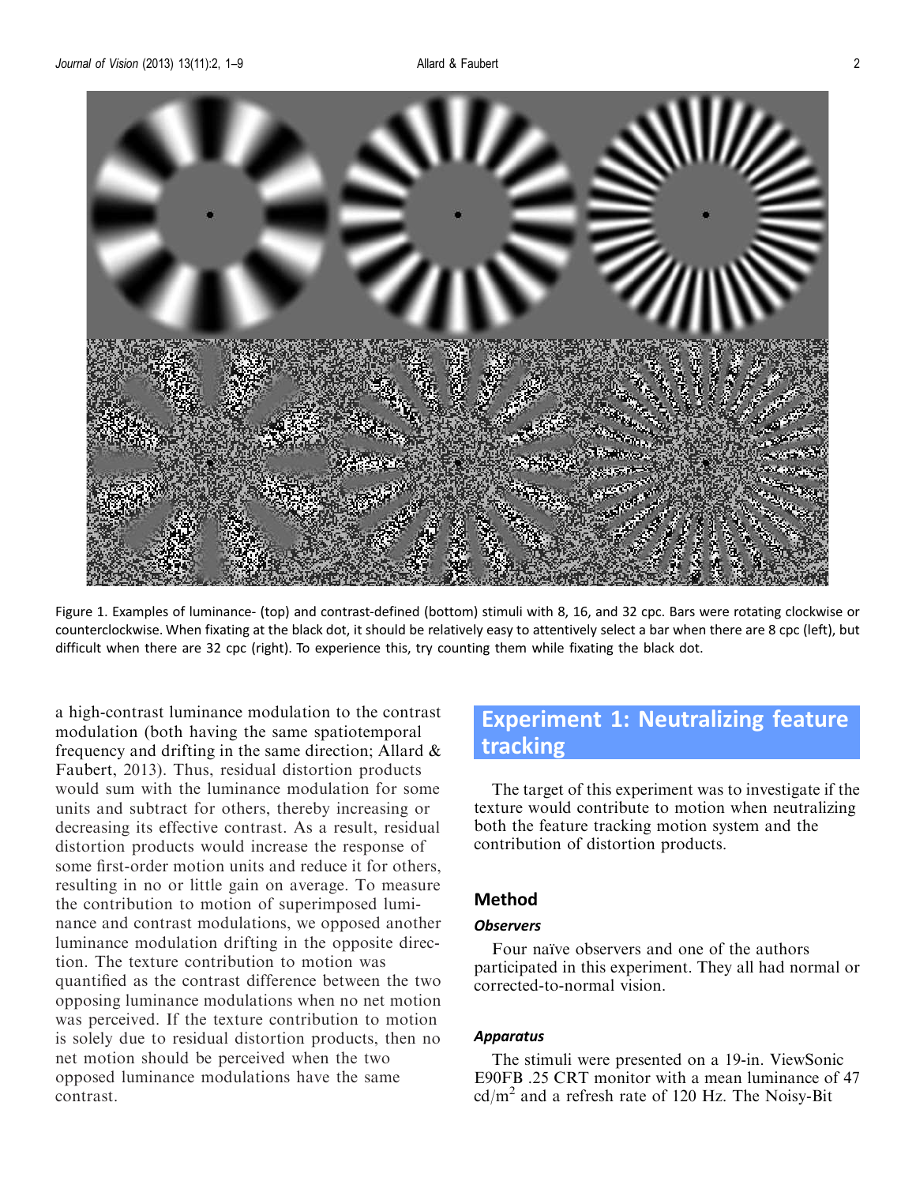Figure 1. Examples of luminance- (top) and contrast-defined (bottom) stimuli with 8, 16, and 32 cpc. Bars were rotating clockwise or counterclockwise. When fixating at the black dot, it should be relatively easy to attentively select a bar when there are 8 cpc (left), but difficult when there are 32 cpc (right). To experience this, try counting them while fixating the black dot.

a high-contrast luminance modulation to the contrast modulation (both having the same spatiotemporal frequency and drifting in the same direction; Allard & Faubert, 2013). Thus, residual distortion products would sum with the luminance modulation for some units and subtract for others, thereby increasing or decreasing its effective contrast. As a result, residual distortion products would increase the response of some first-order motion units and reduce it for others, resulting in no or little gain on average. To measure the contribution to motion of superimposed luminance and contrast modulations, we opposed another luminance modulation drifting in the opposite direction. The texture contribution to motion was quantified as the contrast difference between the two opposing luminance modulations when no net motion was perceived. If the texture contribution to motion is solely due to residual distortion products, then no net motion should be perceived when the two opposed luminance modulations have the same contrast.

## Experiment 1: Neutralizing feature tracking

The target of this experiment was to investigate if the texture would contribute to motion when neutralizing both the feature tracking motion system and the contribution of distortion products.

### Method

#### *Observers*

Four naïve observers and one of the authors participated in this experiment. They all had normal or corrected-to-normal vision.

#### *Apparatus*

The stimuli were presented on a 19-in. ViewSonic E90FB .25 CRT monitor with a mean luminance of 47 cd/m$^2$ and a refresh rate of 120 Hz. The Noisy-Bit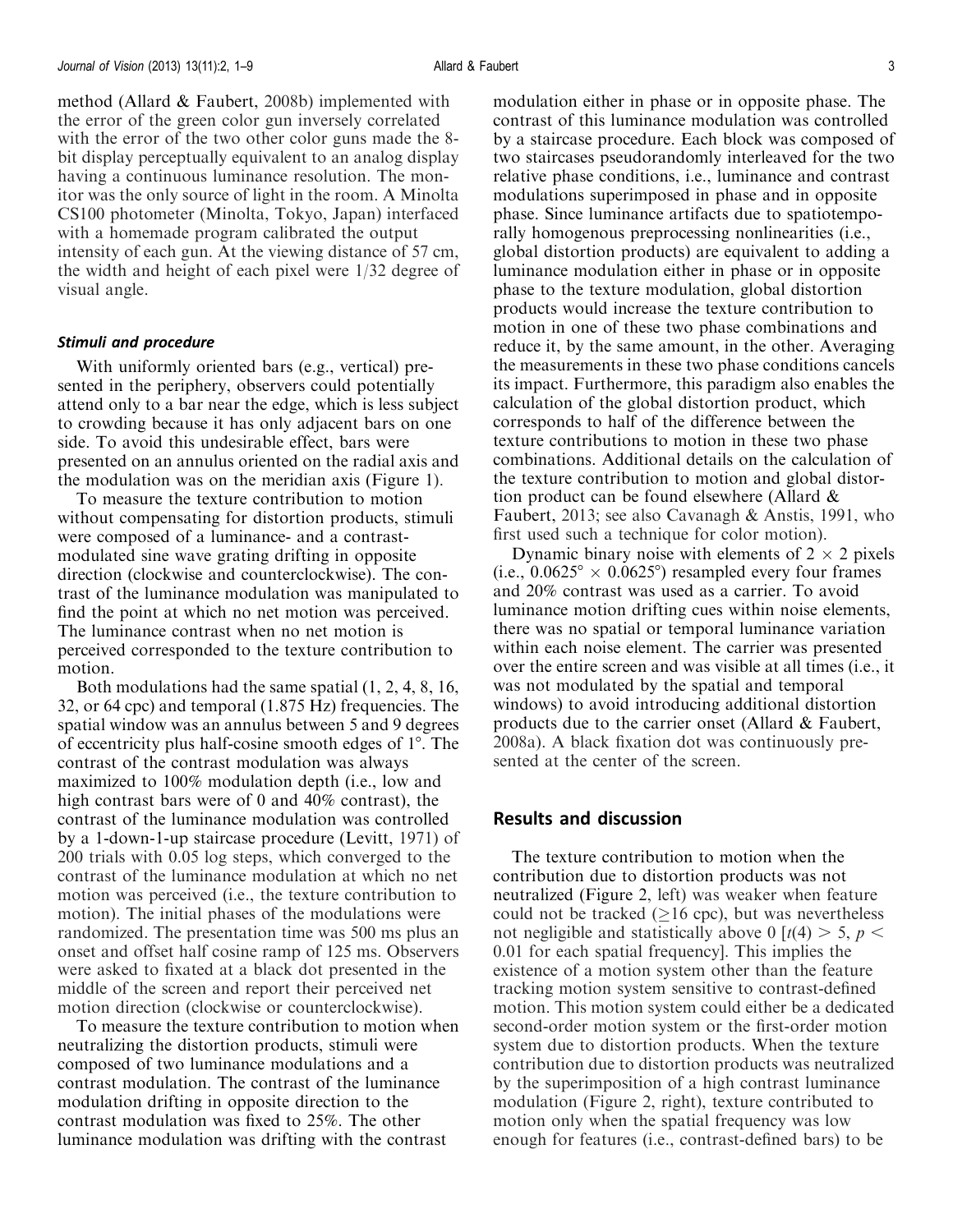method (Allard & Faubert, 2008b) implemented with the error of the green color gun inversely correlated with the error of the two other color guns made the 8-bit display perceptually equivalent to an analog display having a continuous luminance resolution. The monitor was the only source of light in the room. A Minolta CS100 photometer (Minolta, Tokyo, Japan) interfaced with a homemade program calibrated the output intensity of each gun. At the viewing distance of 57 cm, the width and height of each pixel were 1/32 degree of visual angle.

### *Stimuli and procedure*

With uniformly oriented bars (e.g., vertical) presented in the periphery, observers could potentially attend only to a bar near the edge, which is less subject to crowding because it has only adjacent bars on one side. To avoid this undesirable effect, bars were presented on an annulus oriented on the radial axis and the modulation was on the meridian axis (Figure 1).

To measure the texture contribution to motion without compensating for distortion products, stimuli were composed of a luminance- and a contrast-modulated sine wave grating drifting in opposite direction (clockwise and counterclockwise). The contrast of the luminance modulation was manipulated to find the point at which no net motion was perceived. The luminance contrast when no net motion is perceived corresponded to the texture contribution to motion.

Both modulations had the same spatial (1, 2, 4, 8, 16, 32, or 64 cpc) and temporal (1.875 Hz) frequencies. The spatial window was an annulus between 5 and 9 degrees of eccentricity plus half-cosine smooth edges of 1°. The contrast of the contrast modulation was always maximized to 100% modulation depth (i.e., low and high contrast bars were of 0 and 40% contrast), the contrast of the luminance modulation was controlled by a 1-down-1-up staircase procedure (Levitt, 1971) of 200 trials with 0.05 log steps, which converged to the contrast of the luminance modulation at which no net motion was perceived (i.e., the texture contribution to motion). The initial phases of the modulations were randomized. The presentation time was 500 ms plus an onset and offset half cosine ramp of 125 ms. Observers were asked to fixated at a black dot presented in the middle of the screen and report their perceived net motion direction (clockwise or counterclockwise).

To measure the texture contribution to motion when neutralizing the distortion products, stimuli were composed of two luminance modulations and a contrast modulation. The contrast of the luminance modulation drifting in opposite direction to the contrast modulation was fixed to 25%. The other luminance modulation was drifting with the contrast modulation either in phase or in opposite phase. The contrast of this luminance modulation was controlled by a staircase procedure. Each block was composed of two staircases pseudorandomly interleaved for the two relative phase conditions, i.e., luminance and contrast modulations superimposed in phase and in opposite phase. Since luminance artifacts due to spatiotemporally homogenous preprocessing nonlinearities (i.e., global distortion products) are equivalent to adding a luminance modulation either in phase or in opposite phase to the texture modulation, global distortion products would increase the texture contribution to motion in one of these two phase combinations and reduce it, by the same amount, in the other. Averaging the measurements in these two phase conditions cancels its impact. Furthermore, this paradigm also enables the calculation of the global distortion product, which corresponds to half of the difference between the texture contributions to motion in these two phase combinations. Additional details on the calculation of the texture contribution to motion and global distortion product can be found elsewhere (Allard & Faubert, 2013; see also Cavanagh & Anstis, 1991, who first used such a technique for color motion).

Dynamic binary noise with elements of $2 \times 2$ pixels (i.e., $0.0625° \times 0.0625°$) resampled every four frames and 20% contrast was used as a carrier. To avoid luminance motion drifting cues within noise elements, there was no spatial or temporal luminance variation within each noise element. The carrier was presented over the entire screen and was visible at all times (i.e., it was not modulated by the spatial and temporal windows) to avoid introducing additional distortion products due to the carrier onset (Allard & Faubert, 2008a). A black fixation dot was continuously presented at the center of the screen.

## Results and discussion

The texture contribution to motion when the contribution due to distortion products was not neutralized (Figure 2, left) was weaker when feature could not be tracked ($\geq$16 cpc), but was nevertheless not negligible and statistically above 0 [$t(4) > 5$, $p < 0.01$ for each spatial frequency]. This implies the existence of a motion system other than the feature tracking motion system sensitive to contrast-defined motion. This motion system could either be a dedicated second-order motion system or the first-order motion system due to distortion products. When the texture contribution due to distortion products was neutralized by the superimposition of a high contrast luminance modulation (Figure 2, right), texture contributed to motion only when the spatial frequency was low enough for features (i.e., contrast-defined bars) to be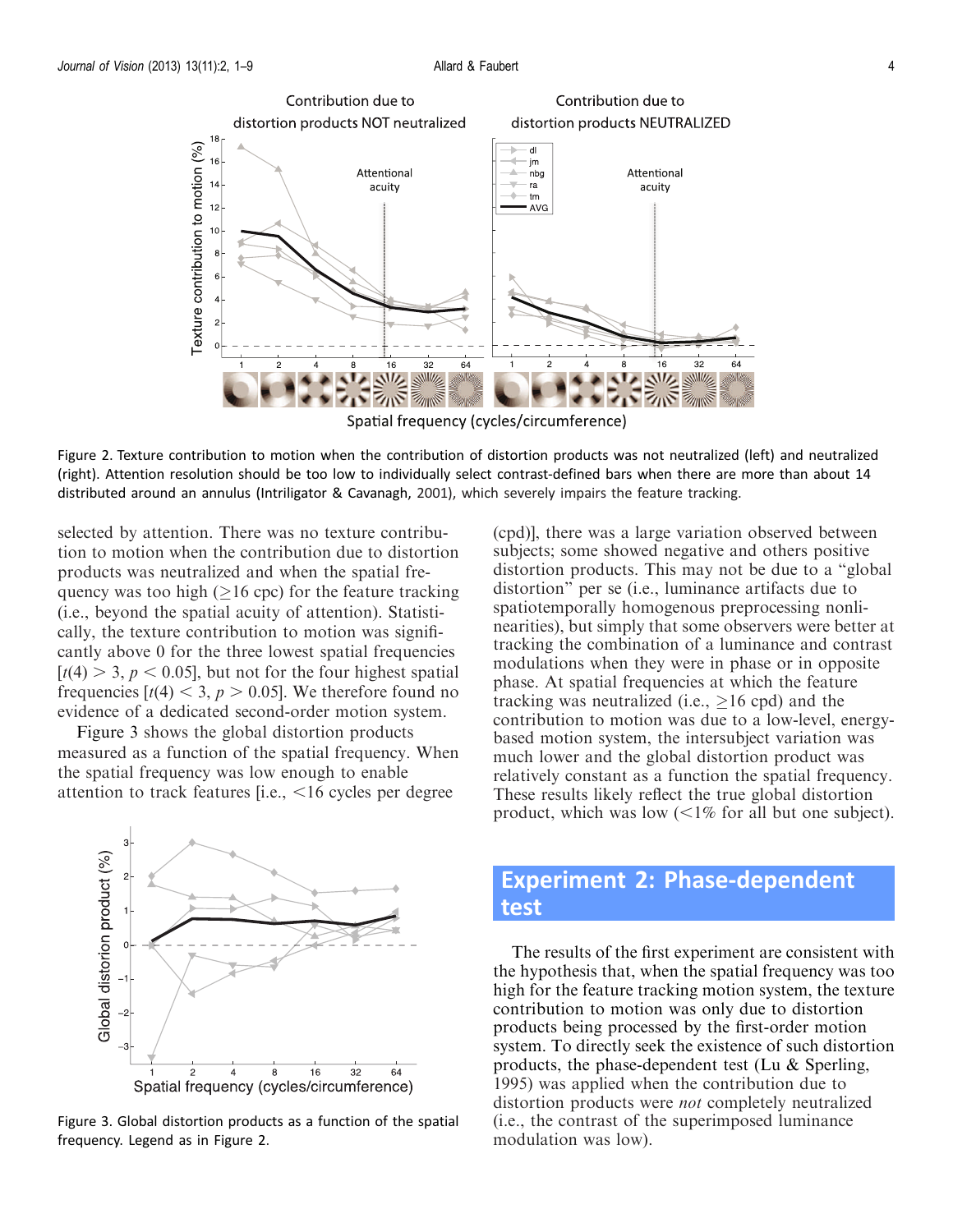Figure 2. Texture contribution to motion when the contribution of distortion products was not neutralized (left) and neutralized (right). Attention resolution should be too low to individually select contrast-defined bars when there are more than about 14 distributed around an annulus (Intriligator & Cavanagh, 2001), which severely impairs the feature tracking.

selected by attention. There was no texture contribution to motion when the contribution due to distortion products was neutralized and when the spatial frequency was too high (≥16 cpc) for the feature tracking (i.e., beyond the spatial acuity of attention). Statistically, the texture contribution to motion was significantly above 0 for the three lowest spatial frequencies [$t(4) > 3$, $p < 0.05$], but not for the four highest spatial frequencies [$t(4) < 3$, $p > 0.05$]. We therefore found no evidence of a dedicated second-order motion system.

Figure 3 shows the global distortion products measured as a function of the spatial frequency. When the spatial frequency was low enough to enable attention to track features [i.e., <16 cycles per degree (cpd)], there was a large variation observed between subjects; some showed negative and others positive distortion products. This may not be due to a "global distortion" per se (i.e., luminance artifacts due to spatiotemporally homogenous preprocessing nonlinearities), but simply that some observers were better at tracking the combination of a luminance and contrast modulations when they were in phase or in opposite phase. At spatial frequencies at which the feature tracking was neutralized (i.e., ≥16 cpd) and the contribution to motion was due to a low-level, energy-based motion system, the intersubject variation was much lower and the global distortion product was relatively constant as a function the spatial frequency. These results likely reflect the true global distortion product, which was low (<1% for all but one subject).

Figure 3. Global distortion products as a function of the spatial frequency. Legend as in Figure 2.

## Experiment 2: Phase-dependent test

The results of the first experiment are consistent with the hypothesis that, when the spatial frequency was too high for the feature tracking motion system, the texture contribution to motion was only due to distortion products being processed by the first-order motion system. To directly seek the existence of such distortion products, the phase-dependent test (Lu & Sperling, 1995) was applied when the contribution due to distortion products were *not* completely neutralized (i.e., the contrast of the superimposed luminance modulation was low).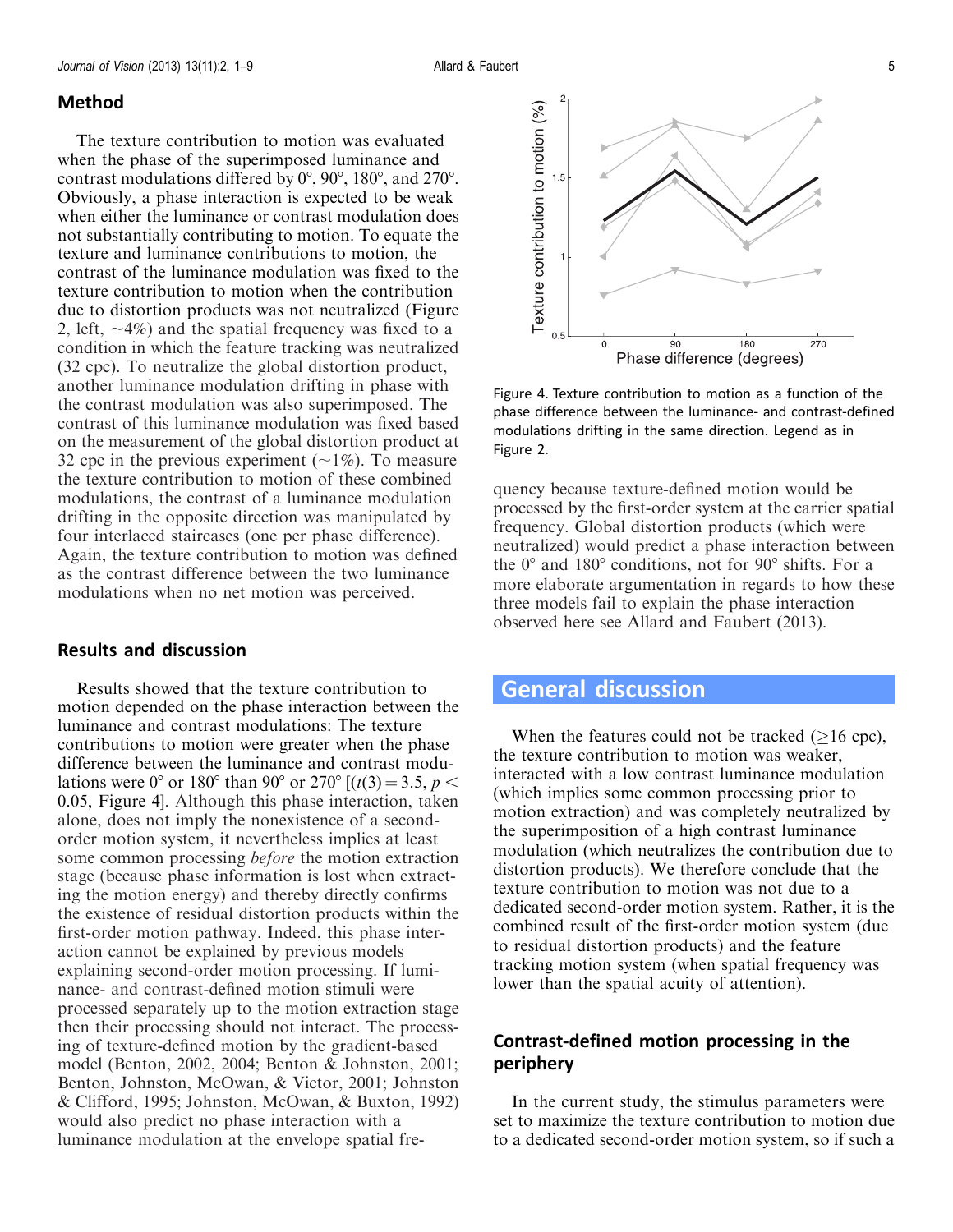## Method

The texture contribution to motion was evaluated when the phase of the superimposed luminance and contrast modulations differed by 0°, 90°, 180°, and 270°. Obviously, a phase interaction is expected to be weak when either the luminance or contrast modulation does not substantially contributing to motion. To equate the texture and luminance contributions to motion, the contrast of the luminance modulation was fixed to the texture contribution to motion when the contribution due to distortion products was not neutralized (Figure 2, left, ~4%) and the spatial frequency was fixed to a condition in which the feature tracking was neutralized (32 cpc). To neutralize the global distortion product, another luminance modulation drifting in phase with the contrast modulation was also superimposed. The contrast of this luminance modulation was fixed based on the measurement of the global distortion product at 32 cpc in the previous experiment (~1%). To measure the texture contribution to motion of these combined modulations, the contrast of a luminance modulation drifting in the opposite direction was manipulated by four interlaced staircases (one per phase difference). Again, the texture contribution to motion was defined as the contrast difference between the two luminance modulations when no net motion was perceived.

## Results and discussion

Results showed that the texture contribution to motion depended on the phase interaction between the luminance and contrast modulations: The texture contributions to motion were greater when the phase difference between the luminance and contrast modulations were 0° or 180° than 90° or 270° [($t(3) = 3.5$, $p < 0.05$, Figure 4]. Although this phase interaction, taken alone, does not imply the nonexistence of a second-order motion system, it nevertheless implies at least some common processing *before* the motion extraction stage (because phase information is lost when extracting the motion energy) and thereby directly confirms the existence of residual distortion products within the first-order motion pathway. Indeed, this phase interaction cannot be explained by previous models explaining second-order motion processing. If luminance- and contrast-defined motion stimuli were processed separately up to the motion extraction stage then their processing should not interact. The processing of texture-defined motion by the gradient-based model (Benton, 2002, 2004; Benton & Johnston, 2001; Benton, Johnston, McOwan, & Victor, 2001; Johnston & Clifford, 1995; Johnston, McOwan, & Buxton, 1992) would also predict no phase interaction with a luminance modulation at the envelope spatial frequency because texture-defined motion would be processed by the first-order system at the carrier spatial frequency. Global distortion products (which were neutralized) would predict a phase interaction between the 0° and 180° conditions, not for 90° shifts. For a more elaborate argumentation in regards to how these three models fail to explain the phase interaction observed here see Allard and Faubert (2013).

Figure 4. Texture contribution to motion as a function of the phase difference between the luminance- and contrast-defined modulations drifting in the same direction. Legend as in Figure 2.

# General discussion

When the features could not be tracked (≥16 cpc), the texture contribution to motion was weaker, interacted with a low contrast luminance modulation (which implies some common processing prior to motion extraction) and was completely neutralized by the superimposition of a high contrast luminance modulation (which neutralizes the contribution due to distortion products). We therefore conclude that the texture contribution to motion was not due to a dedicated second-order motion system. Rather, it is the combined result of the first-order motion system (due to residual distortion products) and the feature tracking motion system (when spatial frequency was lower than the spatial acuity of attention).

## Contrast-defined motion processing in the periphery

In the current study, the stimulus parameters were set to maximize the texture contribution to motion due to a dedicated second-order motion system, so if such a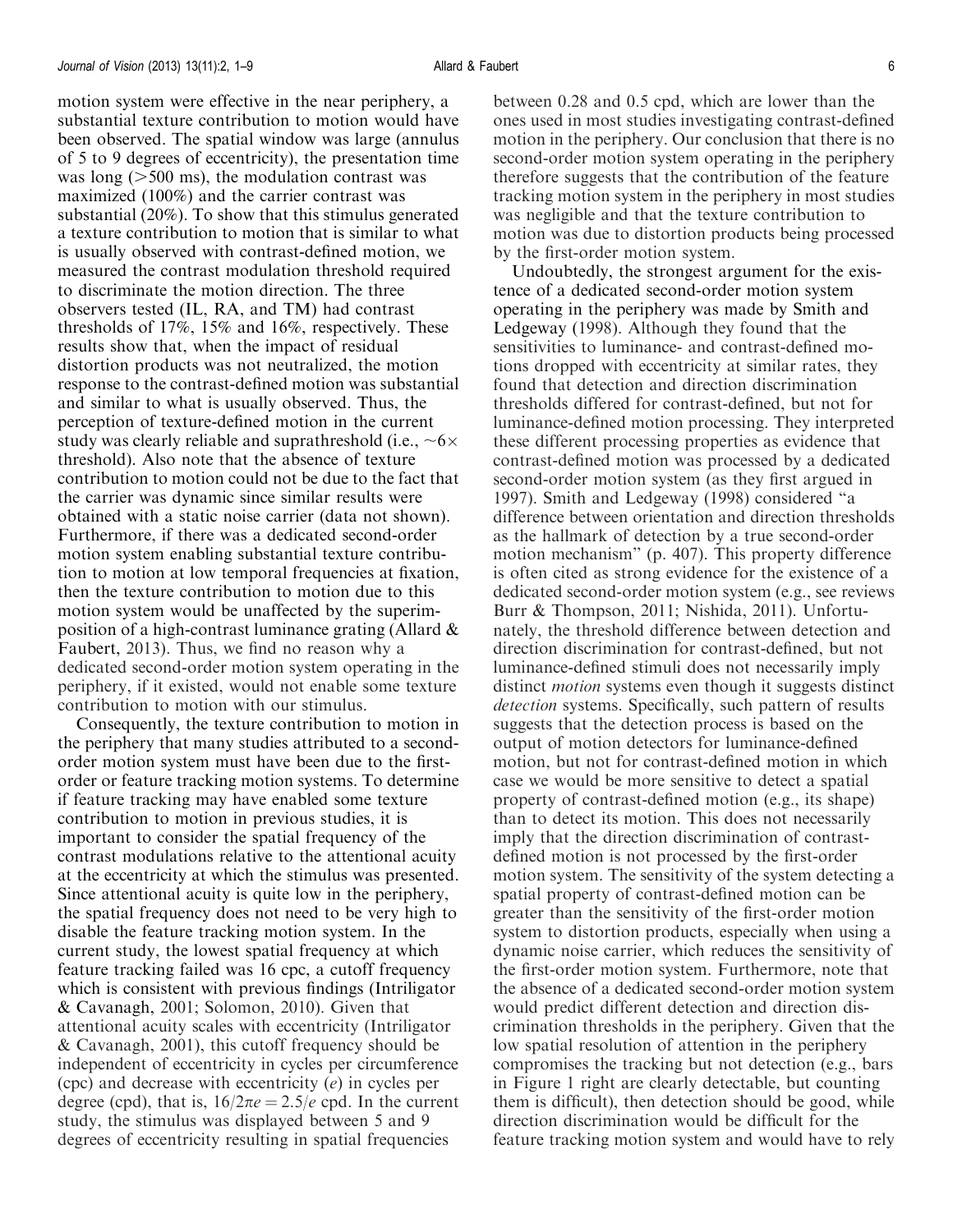motion system were effective in the near periphery, a substantial texture contribution to motion would have been observed. The spatial window was large (annulus of 5 to 9 degrees of eccentricity), the presentation time was long (>500 ms), the modulation contrast was maximized (100%) and the carrier contrast was substantial (20%). To show that this stimulus generated a texture contribution to motion that is similar to what is usually observed with contrast-defined motion, we measured the contrast modulation threshold required to discriminate the motion direction. The three observers tested (IL, RA, and TM) had contrast thresholds of 17%, 15% and 16%, respectively. These results show that, when the impact of residual distortion products was not neutralized, the motion response to the contrast-defined motion was substantial and similar to what is usually observed. Thus, the perception of texture-defined motion in the current study was clearly reliable and suprathreshold (i.e., $\sim 6\times$ threshold). Also note that the absence of texture contribution to motion could not be due to the fact that the carrier was dynamic since similar results were obtained with a static noise carrier (data not shown). Furthermore, if there was a dedicated second-order motion system enabling substantial texture contribution to motion at low temporal frequencies at fixation, then the texture contribution to motion due to this motion system would be unaffected by the superimposition of a high-contrast luminance grating (Allard & Faubert, 2013). Thus, we find no reason why a dedicated second-order motion system operating in the periphery, if it existed, would not enable some texture contribution to motion with our stimulus.

Consequently, the texture contribution to motion in the periphery that many studies attributed to a second-order motion system must have been due to the first-order or feature tracking motion systems. To determine if feature tracking may have enabled some texture contribution to motion in previous studies, it is important to consider the spatial frequency of the contrast modulations relative to the attentional acuity at the eccentricity at which the stimulus was presented. Since attentional acuity is quite low in the periphery, the spatial frequency does not need to be very high to disable the feature tracking motion system. In the current study, the lowest spatial frequency at which feature tracking failed was 16 cpc, a cutoff frequency which is consistent with previous findings (Intriligator & Cavanagh, 2001; Solomon, 2010). Given that attentional acuity scales with eccentricity (Intriligator & Cavanagh, 2001), this cutoff frequency should be independent of eccentricity in cycles per circumference (cpc) and decrease with eccentricity ($e$) in cycles per degree (cpd), that is, $16/2\pi e = 2.5/e$ cpd. In the current study, the stimulus was displayed between 5 and 9 degrees of eccentricity resulting in spatial frequencies between 0.28 and 0.5 cpd, which are lower than the ones used in most studies investigating contrast-defined motion in the periphery. Our conclusion that there is no second-order motion system operating in the periphery therefore suggests that the contribution of the feature tracking motion system in the periphery in most studies was negligible and that the texture contribution to motion was due to distortion products being processed by the first-order motion system.

Undoubtedly, the strongest argument for the existence of a dedicated second-order motion system operating in the periphery was made by Smith and Ledgeway (1998). Although they found that the sensitivities to luminance- and contrast-defined motions dropped with eccentricity at similar rates, they found that detection and direction discrimination thresholds differed for contrast-defined, but not for luminance-defined motion processing. They interpreted these different processing properties as evidence that contrast-defined motion was processed by a dedicated second-order motion system (as they first argued in 1997). Smith and Ledgeway (1998) considered "a difference between orientation and direction thresholds as the hallmark of detection by a true second-order motion mechanism" (p. 407). This property difference is often cited as strong evidence for the existence of a dedicated second-order motion system (e.g., see reviews Burr & Thompson, 2011; Nishida, 2011). Unfortunately, the threshold difference between detection and direction discrimination for contrast-defined, but not luminance-defined stimuli does not necessarily imply distinct *motion* systems even though it suggests distinct *detection* systems. Specifically, such pattern of results suggests that the detection process is based on the output of motion detectors for luminance-defined motion, but not for contrast-defined motion in which case we would be more sensitive to detect a spatial property of contrast-defined motion (e.g., its shape) than to detect its motion. This does not necessarily imply that the direction discrimination of contrast-defined motion is not processed by the first-order motion system. The sensitivity of the system detecting a spatial property of contrast-defined motion can be greater than the sensitivity of the first-order motion system to distortion products, especially when using a dynamic noise carrier, which reduces the sensitivity of the first-order motion system. Furthermore, note that the absence of a dedicated second-order motion system would predict different detection and direction discrimination thresholds in the periphery. Given that the low spatial resolution of attention in the periphery compromises the tracking but not detection (e.g., bars in Figure 1 right are clearly detectable, but counting them is difficult), then detection should be good, while direction discrimination would be difficult for the feature tracking motion system and would have to rely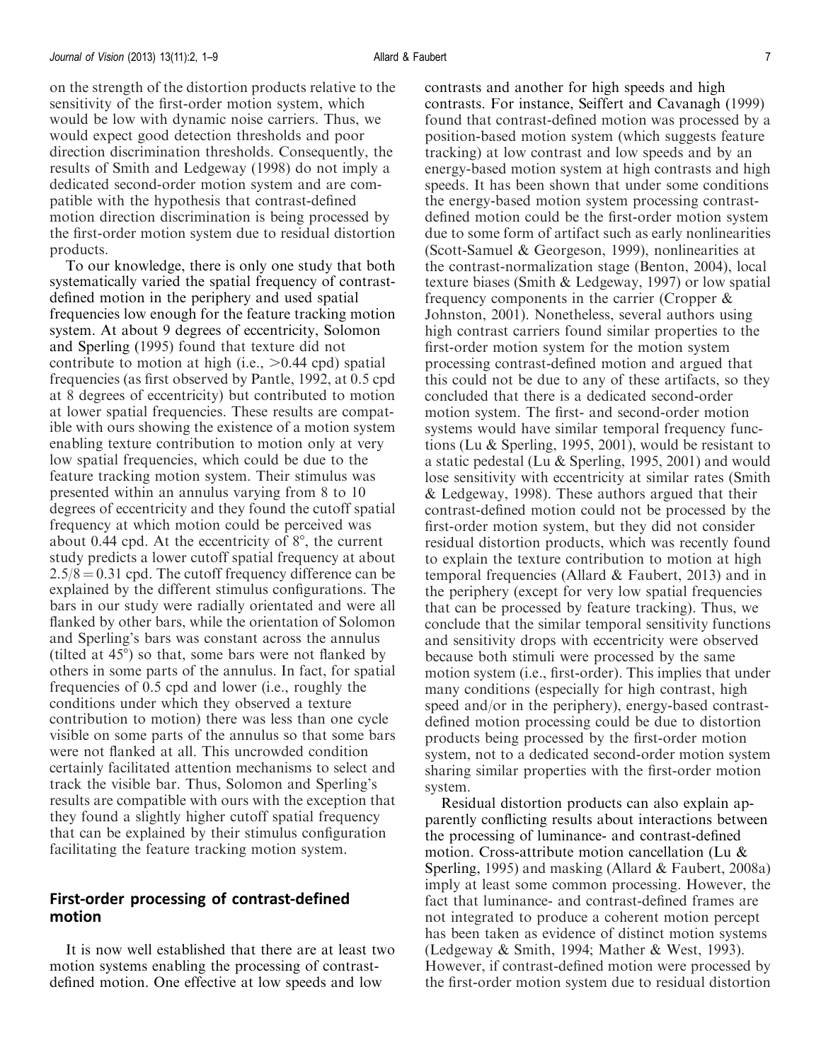on the strength of the distortion products relative to the sensitivity of the first-order motion system, which would be low with dynamic noise carriers. Thus, we would expect good detection thresholds and poor direction discrimination thresholds. Consequently, the results of Smith and Ledgeway (1998) do not imply a dedicated second-order motion system and are compatible with the hypothesis that contrast-defined motion direction discrimination is being processed by the first-order motion system due to residual distortion products.

To our knowledge, there is only one study that both systematically varied the spatial frequency of contrast-defined motion in the periphery and used spatial frequencies low enough for the feature tracking motion system. At about 9 degrees of eccentricity, Solomon and Sperling (1995) found that texture did not contribute to motion at high (i.e., >0.44 cpd) spatial frequencies (as first observed by Pantle, 1992, at 0.5 cpd at 8 degrees of eccentricity) but contributed to motion at lower spatial frequencies. These results are compatible with ours showing the existence of a motion system enabling texture contribution to motion only at very low spatial frequencies, which could be due to the feature tracking motion system. Their stimulus was presented within an annulus varying from 8 to 10 degrees of eccentricity and they found the cutoff spatial frequency at which motion could be perceived was about 0.44 cpd. At the eccentricity of 8°, the current study predicts a lower cutoff spatial frequency at about $2.5/8 = 0.31$ cpd. The cutoff frequency difference can be explained by the different stimulus configurations. The bars in our study were radially orientated and were all flanked by other bars, while the orientation of Solomon and Sperling's bars was constant across the annulus (tilted at 45°) so that, some bars were not flanked by others in some parts of the annulus. In fact, for spatial frequencies of 0.5 cpd and lower (i.e., roughly the conditions under which they observed a texture contribution to motion) there was less than one cycle visible on some parts of the annulus so that some bars were not flanked at all. This uncrowded condition certainly facilitated attention mechanisms to select and track the visible bar. Thus, Solomon and Sperling's results are compatible with ours with the exception that they found a slightly higher cutoff spatial frequency that can be explained by their stimulus configuration facilitating the feature tracking motion system.

## First-order processing of contrast-defined motion

It is now well established that there are at least two motion systems enabling the processing of contrast-defined motion. One effective at low speeds and low contrasts and another for high speeds and high contrasts. For instance, Seiffert and Cavanagh (1999) found that contrast-defined motion was processed by a position-based motion system (which suggests feature tracking) at low contrast and low speeds and by an energy-based motion system at high contrasts and high speeds. It has been shown that under some conditions the energy-based motion system processing contrast-defined motion could be the first-order motion system due to some form of artifact such as early nonlinearities (Scott-Samuel & Georgeson, 1999), nonlinearities at the contrast-normalization stage (Benton, 2004), local texture biases (Smith & Ledgeway, 1997) or low spatial frequency components in the carrier (Cropper & Johnston, 2001). Nonetheless, several authors using high contrast carriers found similar properties to the first-order motion system for the motion system processing contrast-defined motion and argued that this could not be due to any of these artifacts, so they concluded that there is a dedicated second-order motion system. The first- and second-order motion systems would have similar temporal frequency functions (Lu & Sperling, 1995, 2001), would be resistant to a static pedestal (Lu & Sperling, 1995, 2001) and would lose sensitivity with eccentricity at similar rates (Smith & Ledgeway, 1998). These authors argued that their contrast-defined motion could not be processed by the first-order motion system, but they did not consider residual distortion products, which was recently found to explain the texture contribution to motion at high temporal frequencies (Allard & Faubert, 2013) and in the periphery (except for very low spatial frequencies that can be processed by feature tracking). Thus, we conclude that the similar temporal sensitivity functions and sensitivity drops with eccentricity were observed because both stimuli were processed by the same motion system (i.e., first-order). This implies that under many conditions (especially for high contrast, high speed and/or in the periphery), energy-based contrast-defined motion processing could be due to distortion products being processed by the first-order motion system, not to a dedicated second-order motion system sharing similar properties with the first-order motion system.

Residual distortion products can also explain apparently conflicting results about interactions between the processing of luminance- and contrast-defined motion. Cross-attribute motion cancellation (Lu & Sperling, 1995) and masking (Allard & Faubert, 2008a) imply at least some common processing. However, the fact that luminance- and contrast-defined frames are not integrated to produce a coherent motion percept has been taken as evidence of distinct motion systems (Ledgeway & Smith, 1994; Mather & West, 1993). However, if contrast-defined motion were processed by the first-order motion system due to residual distortion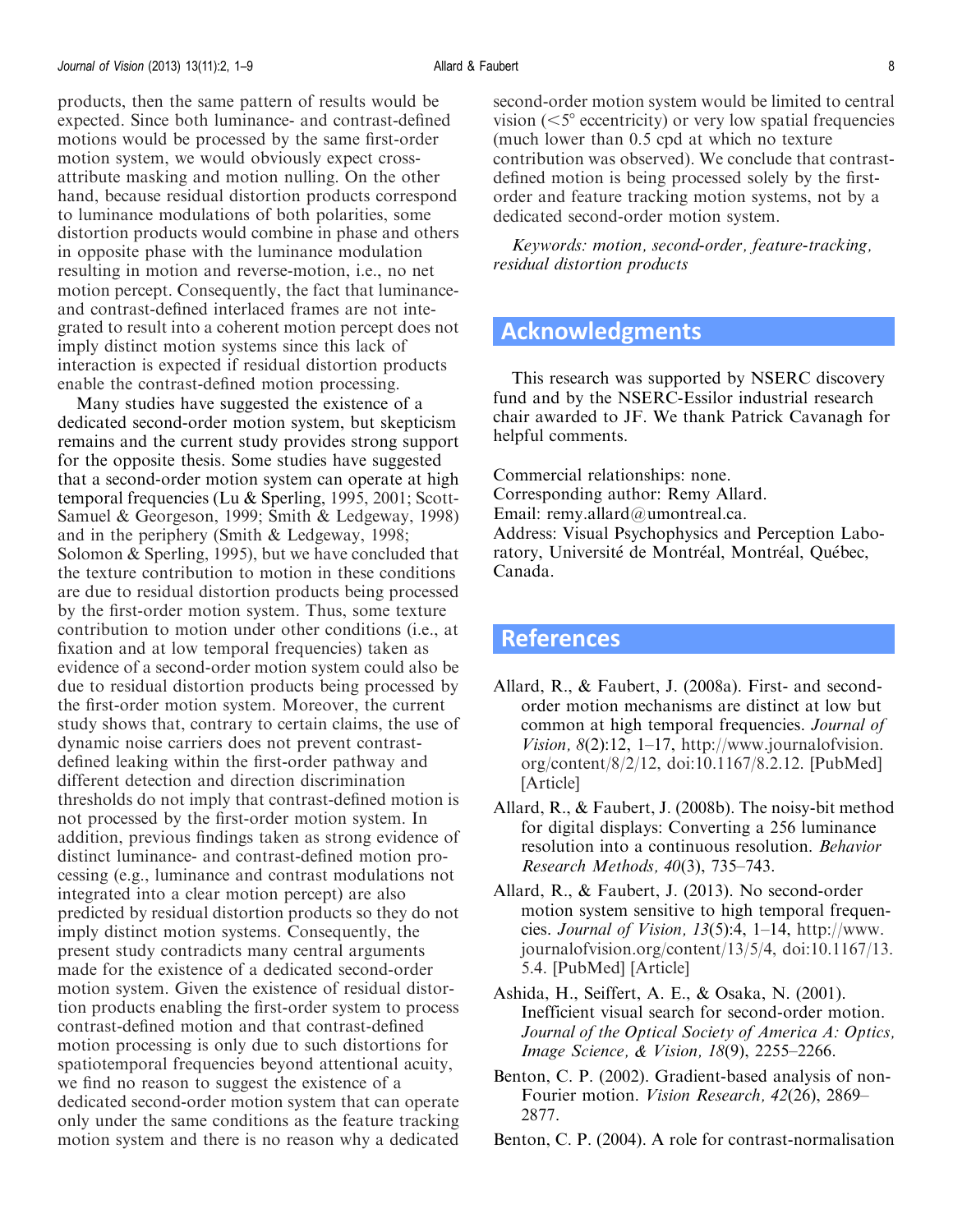products, then the same pattern of results would be expected. Since both luminance- and contrast-defined motions would be processed by the same first-order motion system, we would obviously expect cross-attribute masking and motion nulling. On the other hand, because residual distortion products correspond to luminance modulations of both polarities, some distortion products would combine in phase and others in opposite phase with the luminance modulation resulting in motion and reverse-motion, i.e., no net motion percept. Consequently, the fact that luminance- and contrast-defined interlaced frames are not integrated to result into a coherent motion percept does not imply distinct motion systems since this lack of interaction is expected if residual distortion products enable the contrast-defined motion processing.

Many studies have suggested the existence of a dedicated second-order motion system, but skepticism remains and the current study provides strong support for the opposite thesis. Some studies have suggested that a second-order motion system can operate at high temporal frequencies (Lu & Sperling, 1995, 2001; Scott-Samuel & Georgeson, 1999; Smith & Ledgeway, 1998) and in the periphery (Smith & Ledgeway, 1998; Solomon & Sperling, 1995), but we have concluded that the texture contribution to motion in these conditions are due to residual distortion products being processed by the first-order motion system. Thus, some texture contribution to motion under other conditions (i.e., at fixation and at low temporal frequencies) taken as evidence of a second-order motion system could also be due to residual distortion products being processed by the first-order motion system. Moreover, the current study shows that, contrary to certain claims, the use of dynamic noise carriers does not prevent contrast-defined leaking within the first-order pathway and different detection and direction discrimination thresholds do not imply that contrast-defined motion is not processed by the first-order motion system. In addition, previous findings taken as strong evidence of distinct luminance- and contrast-defined motion processing (e.g., luminance and contrast modulations not integrated into a clear motion percept) are also predicted by residual distortion products so they do not imply distinct motion systems. Consequently, the present study contradicts many central arguments made for the existence of a dedicated second-order motion system. Given the existence of residual distortion products enabling the first-order system to process contrast-defined motion and that contrast-defined motion processing is only due to such distortions for spatiotemporal frequencies beyond attentional acuity, we find no reason to suggest the existence of a dedicated second-order motion system that can operate only under the same conditions as the feature tracking motion system and there is no reason why a dedicated second-order motion system would be limited to central vision (<5° eccentricity) or very low spatial frequencies (much lower than 0.5 cpd at which no texture contribution was observed). We conclude that contrast-defined motion is being processed solely by the first-order and feature tracking motion systems, not by a dedicated second-order motion system.

*Keywords: motion, second-order, feature-tracking, residual distortion products*

## Acknowledgments

This research was supported by NSERC discovery fund and by the NSERC-Essilor industrial research chair awarded to JF. We thank Patrick Cavanagh for helpful comments.

Commercial relationships: none.
Corresponding author: Remy Allard.
Email: remy.allard@umontreal.ca.
Address: Visual Psychophysics and Perception Laboratory, Université de Montréal, Montréal, Québec, Canada.

## References

Allard, R., & Faubert, J. (2008a). First- and second-order motion mechanisms are distinct at low but common at high temporal frequencies. *Journal of Vision, 8*(2):12, 1–17, http://www.journalofvision.org/content/8/2/12, doi:10.1167/8.2.12. [PubMed] [Article]

Allard, R., & Faubert, J. (2008b). The noisy-bit method for digital displays: Converting a 256 luminance resolution into a continuous resolution. *Behavior Research Methods, 40*(3), 735–743.

Allard, R., & Faubert, J. (2013). No second-order motion system sensitive to high temporal frequencies. *Journal of Vision, 13*(5):4, 1–14, http://www.journalofvision.org/content/13/5/4, doi:10.1167/13.5.4. [PubMed] [Article]

Ashida, H., Seiffert, A. E., & Osaka, N. (2001). Inefficient visual search for second-order motion. *Journal of the Optical Society of America A: Optics, Image Science, & Vision, 18*(9), 2255–2266.

Benton, C. P. (2002). Gradient-based analysis of non-Fourier motion. *Vision Research, 42*(26), 2869–2877.

Benton, C. P. (2004). A role for contrast-normalisation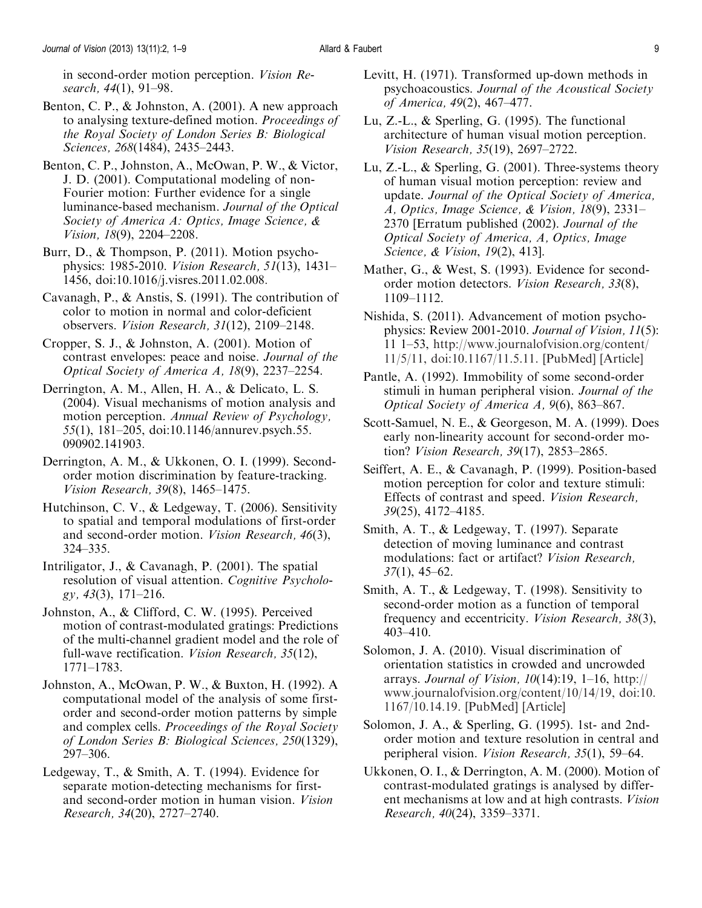in second-order motion perception. *Vision Research, 44*(1), 91–98.

Benton, C. P., & Johnston, A. (2001). A new approach to analysing texture-defined motion. *Proceedings of the Royal Society of London Series B: Biological Sciences, 268*(1484), 2435–2443.

Benton, C. P., Johnston, A., McOwan, P. W., & Victor, J. D. (2001). Computational modeling of non-Fourier motion: Further evidence for a single luminance-based mechanism. *Journal of the Optical Society of America A: Optics, Image Science, & Vision, 18*(9), 2204–2208.

Burr, D., & Thompson, P. (2011). Motion psychophysics: 1985-2010. *Vision Research, 51*(13), 1431–1456, doi:10.1016/j.visres.2011.02.008.

Cavanagh, P., & Anstis, S. (1991). The contribution of color to motion in normal and color-deficient observers. *Vision Research, 31*(12), 2109–2148.

Cropper, S. J., & Johnston, A. (2001). Motion of contrast envelopes: peace and noise. *Journal of the Optical Society of America A, 18*(9), 2237–2254.

Derrington, A. M., Allen, H. A., & Delicato, L. S. (2004). Visual mechanisms of motion analysis and motion perception. *Annual Review of Psychology, 55*(1), 181–205, doi:10.1146/annurev.psych.55.090902.141903.

Derrington, A. M., & Ukkonen, O. I. (1999). Second-order motion discrimination by feature-tracking. *Vision Research, 39*(8), 1465–1475.

Hutchinson, C. V., & Ledgeway, T. (2006). Sensitivity to spatial and temporal modulations of first-order and second-order motion. *Vision Research, 46*(3), 324–335.

Intriligator, J., & Cavanagh, P. (2001). The spatial resolution of visual attention. *Cognitive Psychology, 43*(3), 171–216.

Johnston, A., & Clifford, C. W. (1995). Perceived motion of contrast-modulated gratings: Predictions of the multi-channel gradient model and the role of full-wave rectification. *Vision Research, 35*(12), 1771–1783.

Johnston, A., McOwan, P. W., & Buxton, H. (1992). A computational model of the analysis of some first-order and second-order motion patterns by simple and complex cells. *Proceedings of the Royal Society of London Series B: Biological Sciences, 250*(1329), 297–306.

Ledgeway, T., & Smith, A. T. (1994). Evidence for separate motion-detecting mechanisms for first- and second-order motion in human vision. *Vision Research, 34*(20), 2727–2740.

Levitt, H. (1971). Transformed up-down methods in psychoacoustics. *Journal of the Acoustical Society of America, 49*(2), 467–477.

Lu, Z.-L., & Sperling, G. (1995). The functional architecture of human visual motion perception. *Vision Research, 35*(19), 2697–2722.

Lu, Z.-L., & Sperling, G. (2001). Three-systems theory of human visual motion perception: review and update. *Journal of the Optical Society of America, A, Optics, Image Science, & Vision, 18*(9), 2331–2370 [Erratum published (2002). *Journal of the Optical Society of America, A, Optics, Image Science, & Vision*, *19*(2), 413].

Mather, G., & West, S. (1993). Evidence for second-order motion detectors. *Vision Research, 33*(8), 1109–1112.

Nishida, S. (2011). Advancement of motion psychophysics: Review 2001-2010. *Journal of Vision, 11*(5): 11 1–53, http://www.journalofvision.org/content/11/5/11, doi:10.1167/11.5.11. [PubMed] [Article]

Pantle, A. (1992). Immobility of some second-order stimuli in human peripheral vision. *Journal of the Optical Society of America A, 9*(6), 863–867.

Scott-Samuel, N. E., & Georgeson, M. A. (1999). Does early non-linearity account for second-order motion? *Vision Research, 39*(17), 2853–2865.

Seiffert, A. E., & Cavanagh, P. (1999). Position-based motion perception for color and texture stimuli: Effects of contrast and speed. *Vision Research, 39*(25), 4172–4185.

Smith, A. T., & Ledgeway, T. (1997). Separate detection of moving luminance and contrast modulations: fact or artifact? *Vision Research, 37*(1), 45–62.

Smith, A. T., & Ledgeway, T. (1998). Sensitivity to second-order motion as a function of temporal frequency and eccentricity. *Vision Research, 38*(3), 403–410.

Solomon, J. A. (2010). Visual discrimination of orientation statistics in crowded and uncrowded arrays. *Journal of Vision, 10*(14):19, 1–16, http://www.journalofvision.org/content/10/14/19, doi:10.1167/10.14.19. [PubMed] [Article]

Solomon, J. A., & Sperling, G. (1995). 1st- and 2nd-order motion and texture resolution in central and peripheral vision. *Vision Research, 35*(1), 59–64.

Ukkonen, O. I., & Derrington, A. M. (2000). Motion of contrast-modulated gratings is analysed by different mechanisms at low and at high contrasts. *Vision Research, 40*(24), 3359–3371.